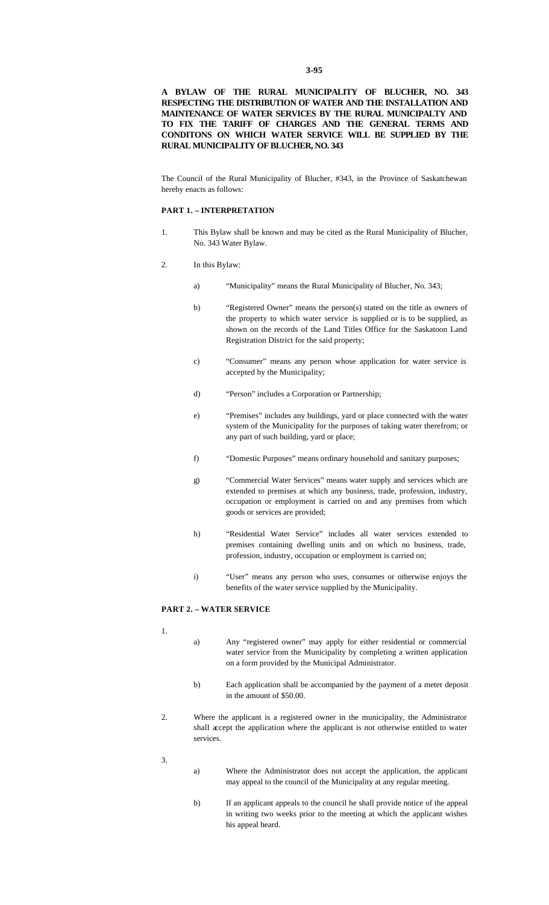**3-95**

**A BYLAW OF THE RURAL MUNICIPALITY OF BLUCHER, NO. 343 RESPECTING THE DISTRIBUTION OF WATER AND THE INSTALLATION AND MAINTENANCE OF WATER SERVICES BY THE RURAL MUNICIPALTY AND TO FIX THE TARIFF OF CHARGES AND THE GENERAL TERMS AND CONDITONS ON WHICH WATER SERVICE WILL BE SUPPLIED BY THE RURAL MUNICIPALITY OF BLUCHER, NO. 343**

The Council of the Rural Municipality of Blucher, #343, in the Province of Saskatchewan hereby enacts as follows:

## PART 1. – INTERPRETATION

1. This Bylaw shall be known and may be cited as the Rural Municipality of Blucher, No. 343 Water Bylaw.

2. In this Bylaw:

   a) "Municipality" means the Rural Municipality of Blucher, No. 343;

   b) "Registered Owner" means the person(s) stated on the title as owners of the property to which water service is supplied or is to be supplied, as shown on the records of the Land Titles Office for the Saskatoon Land Registration District for the said property;

   c) "Consumer" means any person whose application for water service is accepted by the Municipality;

   d) "Person" includes a Corporation or Partnership;

   e) "Premises" includes any buildings, yard or place connected with the water system of the Municipality for the purposes of taking water therefrom; or any part of such building, yard or place;

   f) "Domestic Purposes" means ordinary household and sanitary purposes;

   g) "Commercial Water Services" means water supply and services which are extended to premises at which any business, trade, profession, industry, occupation or employment is carried on and any premises from which goods or services are provided;

   h) "Residential Water Service" includes all water services extended to premises containing dwelling units and on which no business, trade, profession, industry, occupation or employment is carried on;

   i) "User" means any person who uses, consumes or otherwise enjoys the benefits of the water service supplied by the Municipality.

## PART 2. – WATER SERVICE

1.

   a) Any "registered owner" may apply for either residential or commercial water service from the Municipality by completing a written application on a form provided by the Municipal Administrator.

   b) Each application shall be accompanied by the payment of a meter deposit in the amount of $50.00.

2. Where the applicant is a registered owner in the municipality, the Administrator shall accept the application where the applicant is not otherwise entitled to water services.

3.

   a) Where the Administrator does not accept the application, the applicant may appeal to the council of the Municipality at any regular meeting.

   b) If an applicant appeals to the council he shall provide notice of the appeal in writing two weeks prior to the meeting at which the applicant wishes his appeal heard.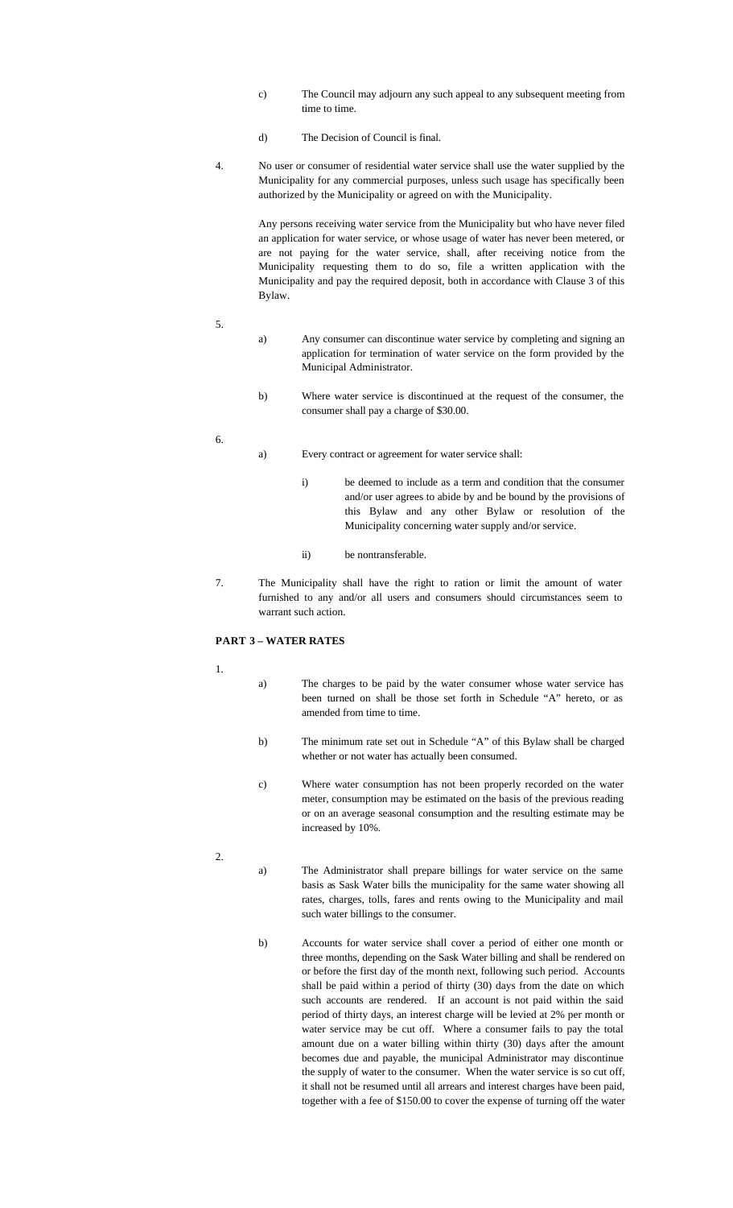c) The Council may adjourn any such appeal to any subsequent meeting from time to time.

d) The Decision of Council is final.

4. No user or consumer of residential water service shall use the water supplied by the Municipality for any commercial purposes, unless such usage has specifically been authorized by the Municipality or agreed on with the Municipality.

   Any persons receiving water service from the Municipality but who have never filed an application for water service, or whose usage of water has never been metered, or are not paying for the water service, shall, after receiving notice from the Municipality requesting them to do so, file a written application with the Municipality and pay the required deposit, both in accordance with Clause 3 of this Bylaw.

5.
   a) Any consumer can discontinue water service by completing and signing an application for termination of water service on the form provided by the Municipal Administrator.

   b) Where water service is discontinued at the request of the consumer, the consumer shall pay a charge of $30.00.

6.
   a) Every contract or agreement for water service shall:

      i) be deemed to include as a term and condition that the consumer and/or user agrees to abide by and be bound by the provisions of this Bylaw and any other Bylaw or resolution of the Municipality concerning water supply and/or service.

      ii) be nontransferable.

7. The Municipality shall have the right to ration or limit the amount of water furnished to any and/or all users and consumers should circumstances seem to warrant such action.

**PART 3 – WATER RATES**

1.
   a) The charges to be paid by the water consumer whose water service has been turned on shall be those set forth in Schedule "A" hereto, or as amended from time to time.

   b) The minimum rate set out in Schedule "A" of this Bylaw shall be charged whether or not water has actually been consumed.

   c) Where water consumption has not been properly recorded on the water meter, consumption may be estimated on the basis of the previous reading or on an average seasonal consumption and the resulting estimate may be increased by 10%.

2.
   a) The Administrator shall prepare billings for water service on the same basis as Sask Water bills the municipality for the same water showing all rates, charges, tolls, fares and rents owing to the Municipality and mail such water billings to the consumer.

   b) Accounts for water service shall cover a period of either one month or three months, depending on the Sask Water billing and shall be rendered on or before the first day of the month next, following such period. Accounts shall be paid within a period of thirty (30) days from the date on which such accounts are rendered. If an account is not paid within the said period of thirty days, an interest charge will be levied at 2% per month or water service may be cut off. Where a consumer fails to pay the total amount due on a water billing within thirty (30) days after the amount becomes due and payable, the municipal Administrator may discontinue the supply of water to the consumer. When the water service is so cut off, it shall not be resumed until all arrears and interest charges have been paid, together with a fee of $150.00 to cover the expense of turning off the water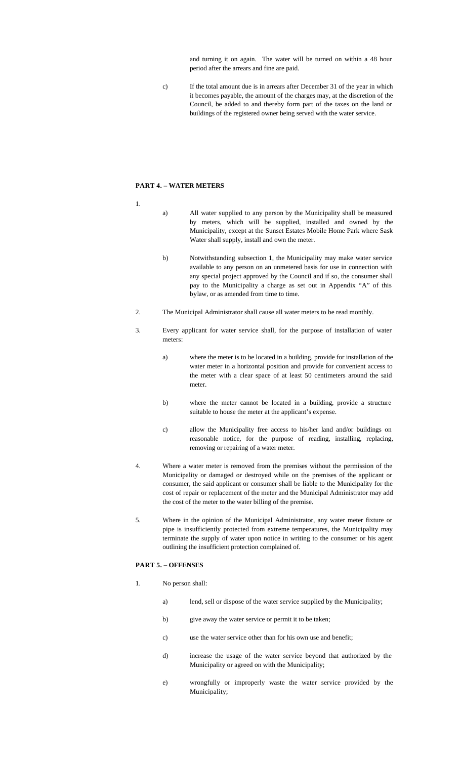and turning it on again. The water will be turned on within a 48 hour period after the arrears and fine are paid.

c) If the total amount due is in arrears after December 31 of the year in which it becomes payable, the amount of the charges may, at the discretion of the Council, be added to and thereby form part of the taxes on the land or buildings of the registered owner being served with the water service.

**PART 4. – WATER METERS**

1.

a) All water supplied to any person by the Municipality shall be measured by meters, which will be supplied, installed and owned by the Municipality, except at the Sunset Estates Mobile Home Park where Sask Water shall supply, install and own the meter.

b) Notwithstanding subsection 1, the Municipality may make water service available to any person on an unmetered basis for use in connection with any special project approved by the Council and if so, the consumer shall pay to the Municipality a charge as set out in Appendix "A" of this bylaw, or as amended from time to time.

2. The Municipal Administrator shall cause all water meters to be read monthly.

3. Every applicant for water service shall, for the purpose of installation of water meters:

a) where the meter is to be located in a building, provide for installation of the water meter in a horizontal position and provide for convenient access to the meter with a clear space of at least 50 centimeters around the said meter.

b) where the meter cannot be located in a building, provide a structure suitable to house the meter at the applicant's expense.

c) allow the Municipality free access to his/her land and/or buildings on reasonable notice, for the purpose of reading, installing, replacing, removing or repairing of a water meter.

4. Where a water meter is removed from the premises without the permission of the Municipality or damaged or destroyed while on the premises of the applicant or consumer, the said applicant or consumer shall be liable to the Municipality for the cost of repair or replacement of the meter and the Municipal Administrator may add the cost of the meter to the water billing of the premise.

5. Where in the opinion of the Municipal Administrator, any water meter fixture or pipe is insufficiently protected from extreme temperatures, the Municipality may terminate the supply of water upon notice in writing to the consumer or his agent outlining the insufficient protection complained of.

**PART 5. – OFFENSES**

1. No person shall:

a) lend, sell or dispose of the water service supplied by the Municipality;

b) give away the water service or permit it to be taken;

c) use the water service other than for his own use and benefit;

d) increase the usage of the water service beyond that authorized by the Municipality or agreed on with the Municipality;

e) wrongfully or improperly waste the water service provided by the Municipality;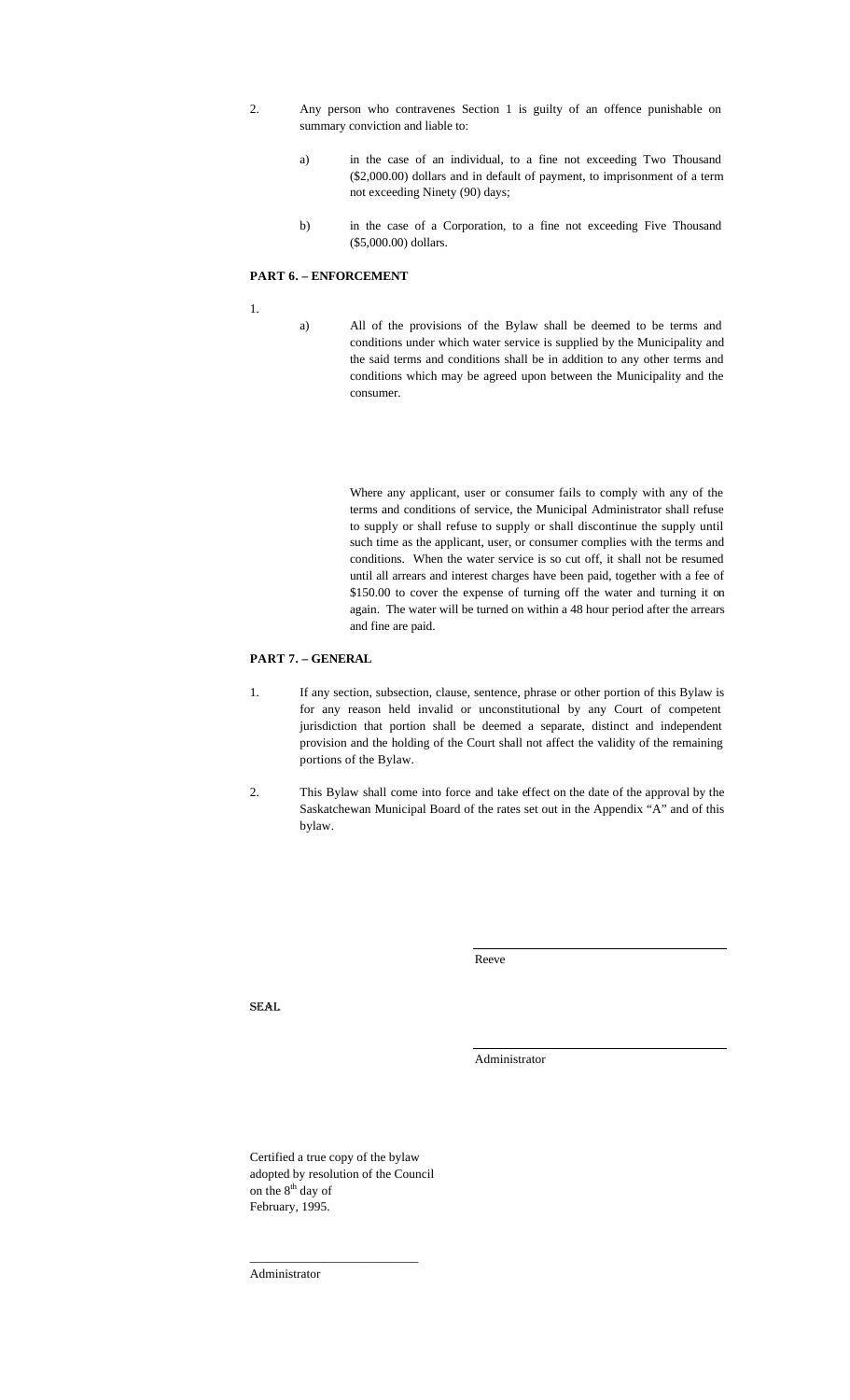2. Any person who contravenes Section 1 is guilty of an offence punishable on summary conviction and liable to:

   a) in the case of an individual, to a fine not exceeding Two Thousand ($2,000.00) dollars and in default of payment, to imprisonment of a term not exceeding Ninety (90) days;

   b) in the case of a Corporation, to a fine not exceeding Five Thousand ($5,000.00) dollars.

**PART 6. – ENFORCEMENT**

1.

   a) All of the provisions of the Bylaw shall be deemed to be terms and conditions under which water service is supplied by the Municipality and the said terms and conditions shall be in addition to any other terms and conditions which may be agreed upon between the Municipality and the consumer.

   Where any applicant, user or consumer fails to comply with any of the terms and conditions of service, the Municipal Administrator shall refuse to supply or shall refuse to supply or shall discontinue the supply until such time as the applicant, user, or consumer complies with the terms and conditions. When the water service is so cut off, it shall not be resumed until all arrears and interest charges have been paid, together with a fee of $150.00 to cover the expense of turning off the water and turning it on again. The water will be turned on within a 48 hour period after the arrears and fine are paid.

**PART 7. – GENERAL**

1. If any section, subsection, clause, sentence, phrase or other portion of this Bylaw is for any reason held invalid or unconstitutional by any Court of competent jurisdiction that portion shall be deemed a separate, distinct and independent provision and the holding of the Court shall not affect the validity of the remaining portions of the Bylaw.

2. This Bylaw shall come into force and take effect on the date of the approval by the Saskatchewan Municipal Board of the rates set out in the Appendix "A" and of this bylaw.

\_\_\_\_\_\_\_\_\_\_\_\_\_\_\_\_\_\_\_\_\_\_\_\_\_\_\_\_\_\_

Reeve

SEAL

\_\_\_\_\_\_\_\_\_\_\_\_\_\_\_\_\_\_\_\_\_\_\_\_\_\_\_\_\_\_

Administrator

Certified a true copy of the bylaw adopted by resolution of the Council on the 8th day of February, 1995.

\_\_\_\_\_\_\_\_\_\_\_\_\_\_\_\_\_\_\_\_\_\_\_\_\_\_\_\_\_\_

Administrator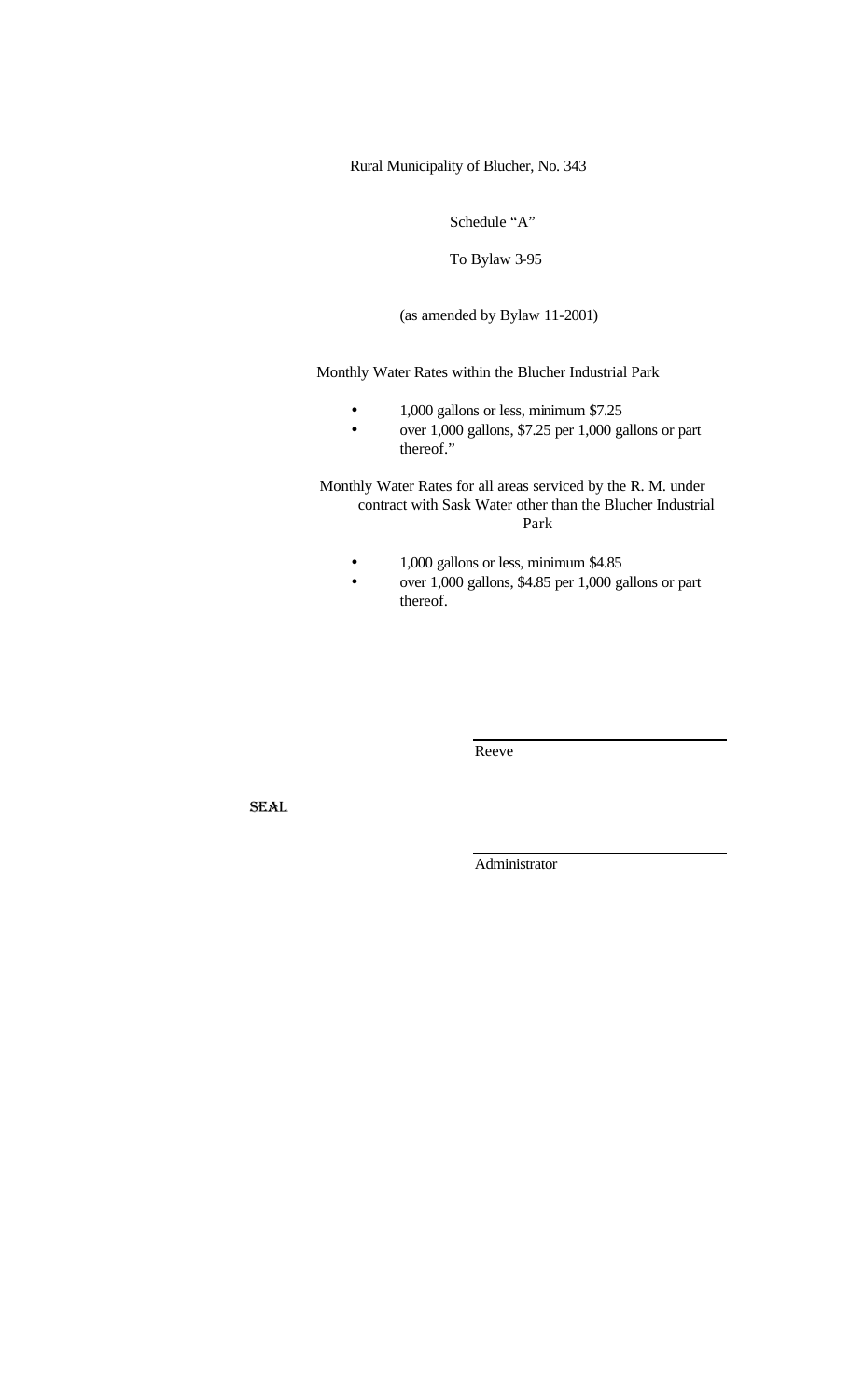Rural Municipality of Blucher, No. 343

Schedule "A"

To Bylaw 3-95

(as amended by Bylaw 11-2001)

Monthly Water Rates within the Blucher Industrial Park

- 1,000 gallons or less, minimum $7.25
- over 1,000 gallons, $7.25 per 1,000 gallons or part thereof."

Monthly Water Rates for all areas serviced by the R. M. under contract with Sask Water other than the Blucher Industrial Park

- 1,000 gallons or less, minimum $4.85
- over 1,000 gallons, $4.85 per 1,000 gallons or part thereof.

\_\_\_\_\_\_\_\_\_\_\_\_\_\_\_\_\_\_\_\_\_\_\_\_\_\_\_\_\_\_

Reeve

SEAL

\_\_\_\_\_\_\_\_\_\_\_\_\_\_\_\_\_\_\_\_\_\_\_\_\_\_\_\_\_\_

Administrator